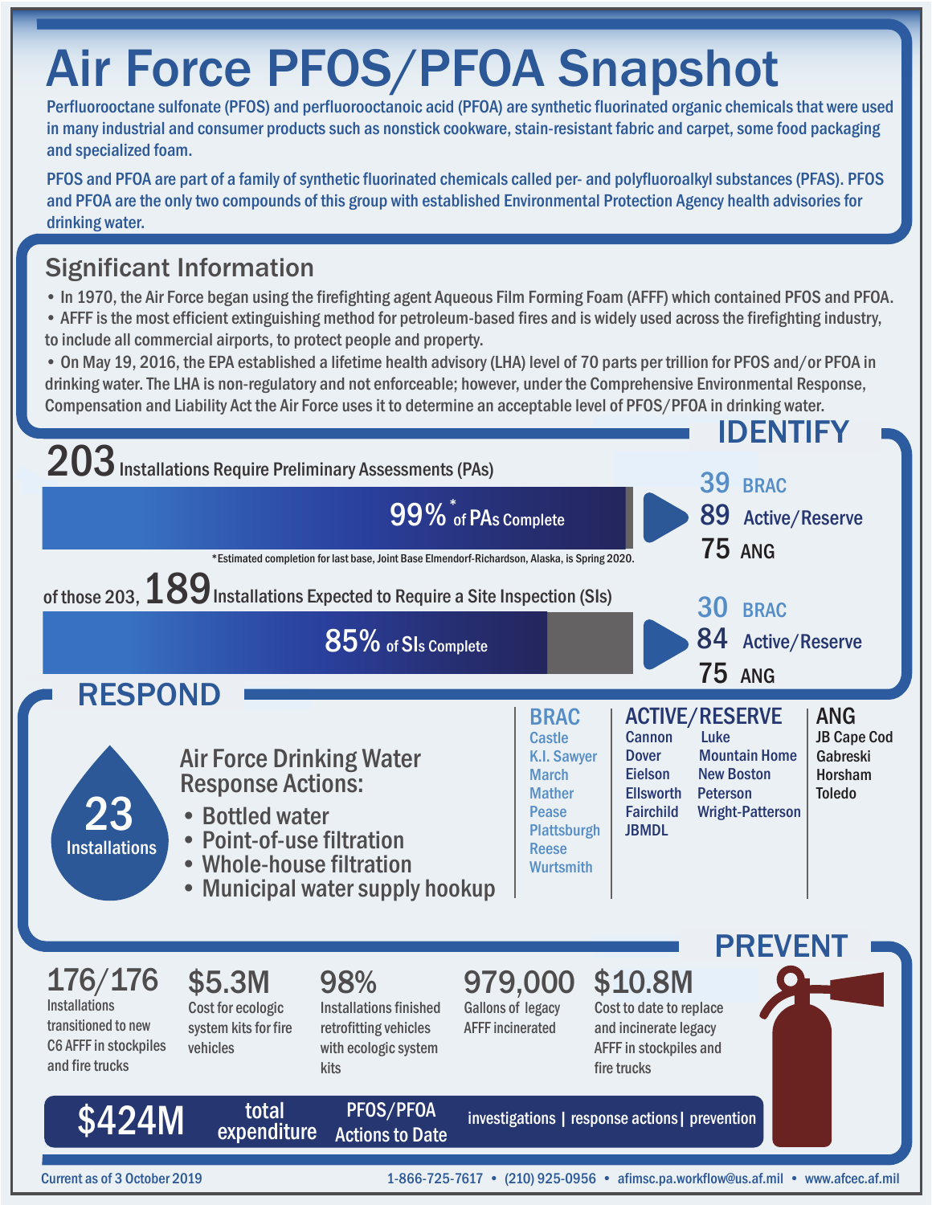# Air Force PFOS/PFOA Snapshot

Perfluorooctane sulfonate (PFOS) and perfluorooctanoic acid (PFOA) are synthetic fluorinated organic chemicals that were used in many industrial and consumer products such as nonstick cookware, stain-resistant fabric and carpet, some food packaging and specialized foam.

PFOS and PFOA are part of a family of synthetic fluorinated chemicals called per- and polyfluoroalkyl substances (PFAS). PFOS and PFOA are the only two compounds of this group with established Environmental Protection Agency health advisories for drinking water.

## Significant Information

- In 1970, the Air Force began using the firefighting agent Aqueous Film Forming Foam (AFFF) which contained PFOS and PFOA.
- AFFF is the most efficient extinguishing method for petroleum-based fires and is widely used across the firefighting industry, to include all commercial airports, to protect people and property.
- On May 19, 2016, the EPA established a lifetime health advisory (LHA) level of 70 parts per trillion for PFOS and/or PFOA in drinking water. The LHA is non-regulatory and not enforceable; however, under the Comprehensive Environmental Response, Compensation and Liability Act the Air Force uses it to determine an acceptable level of PFOS/PFOA in drinking water.

## IDENTIFY

**203** Installations Require Preliminary Assessments (PAs)

**99%*** of PAs Complete

*Estimated completion for last base, Joint Base Elmendorf-Richardson, Alaska, is Spring 2020.

- 39 BRAC
- 89 Active/Reserve
- 75 ANG

of those 203, **189** Installations Expected to Require a Site Inspection (SIs)

**85%** of SIs Complete

- 30 BRAC
- 84 Active/Reserve
- 75 ANG

## RESPOND

**23** Installations

Air Force Drinking Water Response Actions:

- Bottled water
- Point-of-use filtration
- Whole-house filtration
- Municipal water supply hookup

| BRAC | ACTIVE/RESERVE | | ANG |
|---|---|---|---|
| Castle | Cannon | Luke | JB Cape Cod |
| K.I. Sawyer | Dover | Mountain Home | Gabreski |
| March | Eielson | New Boston | Horsham |
| Mather | Ellsworth | Peterson | Toledo |
| Pease | Fairchild | Wright-Patterson | |
| Plattsburgh | JBMDL | | |
| Reese | | | |
| Wurtsmith | | | |

## PREVENT

- **176/176** Installations transitioned to new C6 AFFF in stockpiles and fire trucks
- **$5.3M** Cost for ecologic system kits for fire vehicles
- **98%** Installations finished retrofitting vehicles with ecologic system kits
- **979,000** Gallons of legacy AFFF incinerated
- **$10.8M** Cost to date to replace and incinerate legacy AFFF in stockpiles and fire trucks

**$424M** total expenditure PFOS/PFOA Actions to Date — investigations | response actions | prevention

Current as of 3 October 2019 — 1-866-725-7617 • (210) 925-0956 • afimsc.pa.workflow@us.af.mil • www.afcec.af.mil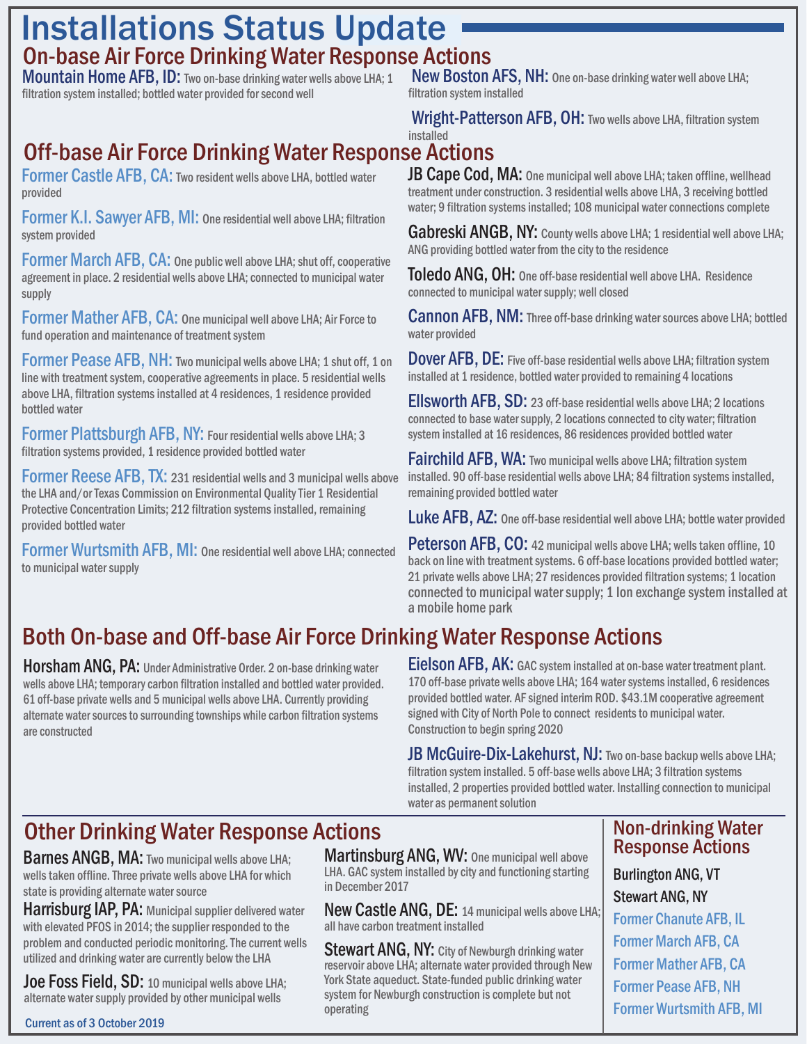# Installations Status Update

## On-base Air Force Drinking Water Response Actions

**Mountain Home AFB, ID:** Two on-base drinking water wells above LHA; 1 filtration system installed; bottled water provided for second well

**New Boston AFS, NH:** One on-base drinking water well above LHA; filtration system installed

**Wright-Patterson AFB, OH:** Two wells above LHA, filtration system installed

## Off-base Air Force Drinking Water Response Actions

**Former Castle AFB, CA:** Two resident wells above LHA, bottled water provided

**Former K.I. Sawyer AFB, MI:** One residential well above LHA; filtration system provided

**Former March AFB, CA:** One public well above LHA; shut off, cooperative agreement in place. 2 residential wells above LHA; connected to municipal water supply

**Former Mather AFB, CA:** One municipal well above LHA; Air Force to fund operation and maintenance of treatment system

**Former Pease AFB, NH:** Two municipal wells above LHA; 1 shut off, 1 on line with treatment system, cooperative agreements in place. 5 residential wells above LHA, filtration systems installed at 4 residences, 1 residence provided bottled water

**Former Plattsburgh AFB, NY:** Four residential wells above LHA; 3 filtration systems provided, 1 residence provided bottled water

**Former Reese AFB, TX:** 231 residential wells and 3 municipal wells above the LHA and/or Texas Commission on Environmental Quality Tier 1 Residential Protective Concentration Limits; 212 filtration systems installed, remaining provided bottled water

**Former Wurtsmith AFB, MI:** One residential well above LHA; connected to municipal water supply

**JB Cape Cod, MA:** One municipal well above LHA; taken offline, wellhead treatment under construction. 3 residential wells above LHA, 3 receiving bottled water; 9 filtration systems installed; 108 municipal water connections complete

**Gabreski ANGB, NY:** County wells above LHA; 1 residential well above LHA; ANG providing bottled water from the city to the residence

**Toledo ANG, OH:** One off-base residential well above LHA. Residence connected to municipal water supply; well closed

**Cannon AFB, NM:** Three off-base drinking water sources above LHA; bottled water provided

**Dover AFB, DE:** Five off-base residential wells above LHA; filtration system installed at 1 residence, bottled water provided to remaining 4 locations

**Ellsworth AFB, SD:** 23 off-base residential wells above LHA; 2 locations connected to base water supply, 2 locations connected to city water; filtration system installed at 16 residences, 86 residences provided bottled water

**Fairchild AFB, WA:** Two municipal wells above LHA; filtration system installed. 90 off-base residential wells above LHA; 84 filtration systems installed, remaining provided bottled water

**Luke AFB, AZ:** One off-base residential well above LHA; bottle water provided

**Peterson AFB, CO:** 42 municipal wells above LHA; wells taken offline, 10 back on line with treatment systems. 6 off-base locations provided bottled water; 21 private wells above LHA; 27 residences provided filtration systems; 1 location connected to municipal water supply; 1 Ion exchange system installed at a mobile home park

## Both On-base and Off-base Air Force Drinking Water Response Actions

**Horsham ANG, PA:** Under Administrative Order. 2 on-base drinking water wells above LHA; temporary carbon filtration installed and bottled water provided. 61 off-base private wells and 5 municipal wells above LHA. Currently providing alternate water sources to surrounding townships while carbon filtration systems are constructed

**Eielson AFB, AK:** GAC system installed at on-base water treatment plant. 170 off-base private wells above LHA; 164 water systems installed, 6 residences provided bottled water. AF signed interim ROD. $43.1M cooperative agreement signed with City of North Pole to connect residents to municipal water. Construction to begin spring 2020

**JB McGuire-Dix-Lakehurst, NJ:** Two on-base backup wells above LHA; filtration system installed. 5 off-base wells above LHA; 3 filtration systems installed, 2 properties provided bottled water. Installing connection to municipal water as permanent solution

## Other Drinking Water Response Actions

**Barnes ANGB, MA:** Two municipal wells above LHA; wells taken offline. Three private wells above LHA for which state is providing alternate water source

**Harrisburg IAP, PA:** Municipal supplier delivered water with elevated PFOS in 2014; the supplier responded to the problem and conducted periodic monitoring. The current wells utilized and drinking water are currently below the LHA

**Joe Foss Field, SD:** 10 municipal wells above LHA; alternate water supply provided by other municipal wells

**Martinsburg ANG, WV:** One municipal well above LHA. GAC system installed by city and functioning starting in December 2017

**New Castle ANG, DE:** 14 municipal wells above LHA; all have carbon treatment installed

**Stewart ANG, NY:** City of Newburgh drinking water reservoir above LHA; alternate water provided through New York State aqueduct. State-funded public drinking water system for Newburgh construction is complete but not operating

## Non-drinking Water Response Actions

- Burlington ANG, VT
- Stewart ANG, NY
- Former Chanute AFB, IL
- Former March AFB, CA
- Former Mather AFB, CA
- Former Pease AFB, NH
- Former Wurtsmith AFB, MI

Current as of 3 October 2019